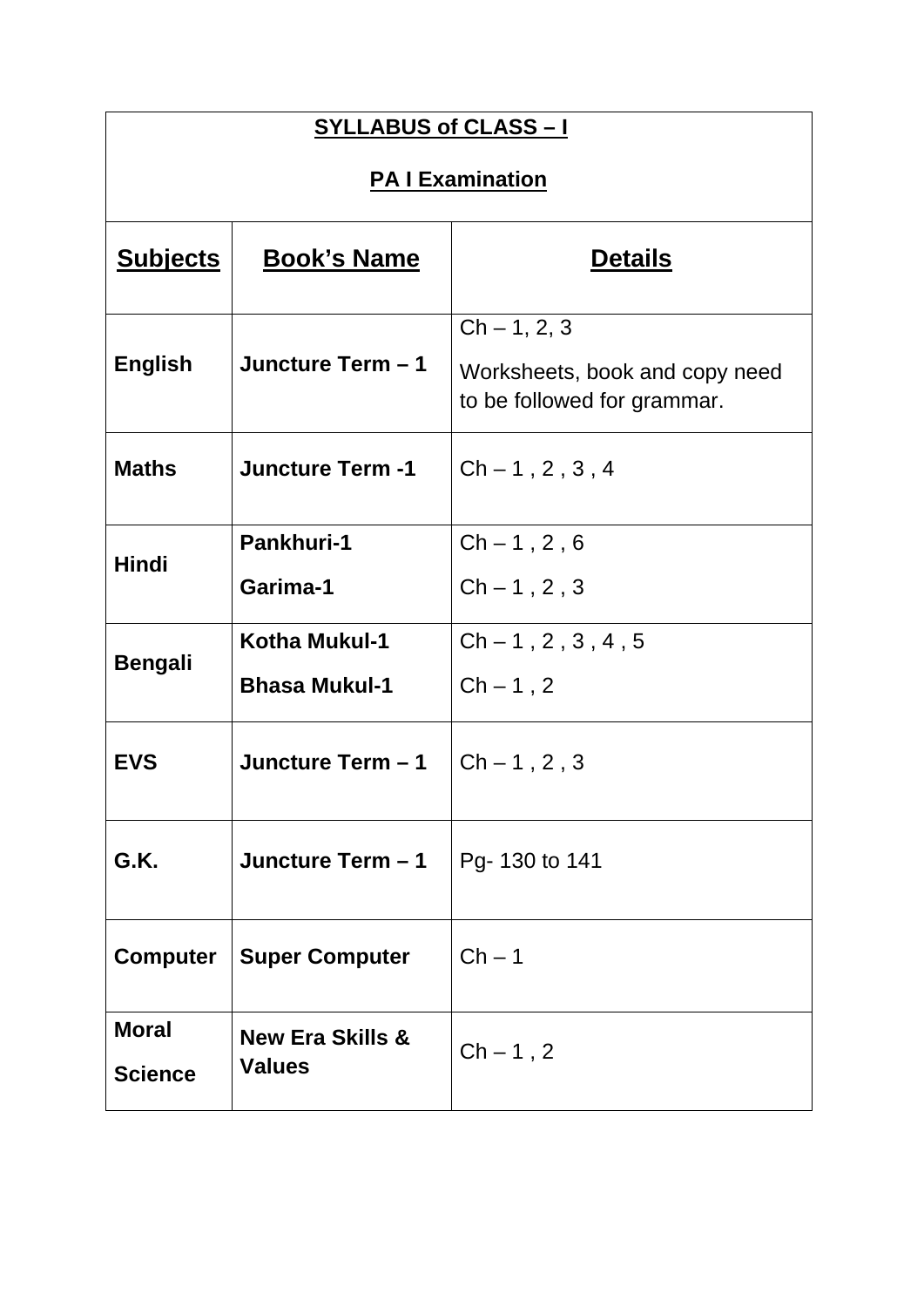**SYLLABUS of CLASS – I**

**PA I Examination**

| Subjects | Book's Name | Details |
|---|---|---|
| **English** | **Juncture Term – 1** | Ch – 1, 2, 3<br>Worksheets, book and copy need to be followed for grammar. |
| **Maths** | **Juncture Term -1** | Ch – 1 , 2 , 3 , 4 |
| **Hindi** | **Pankhuri-1**<br>**Garima-1** | Ch – 1 , 2 , 6<br>Ch – 1 , 2 , 3 |
| **Bengali** | **Kotha Mukul-1**<br>**Bhasa Mukul-1** | Ch – 1 , 2 , 3 , 4 , 5<br>Ch – 1 , 2 |
| **EVS** | **Juncture Term – 1** | Ch – 1 , 2 , 3 |
| **G.K.** | **Juncture Term – 1** | Pg- 130 to 141 |
| **Computer** | **Super Computer** | Ch – 1 |
| **Moral Science** | **New Era Skills & Values** | Ch – 1 , 2 |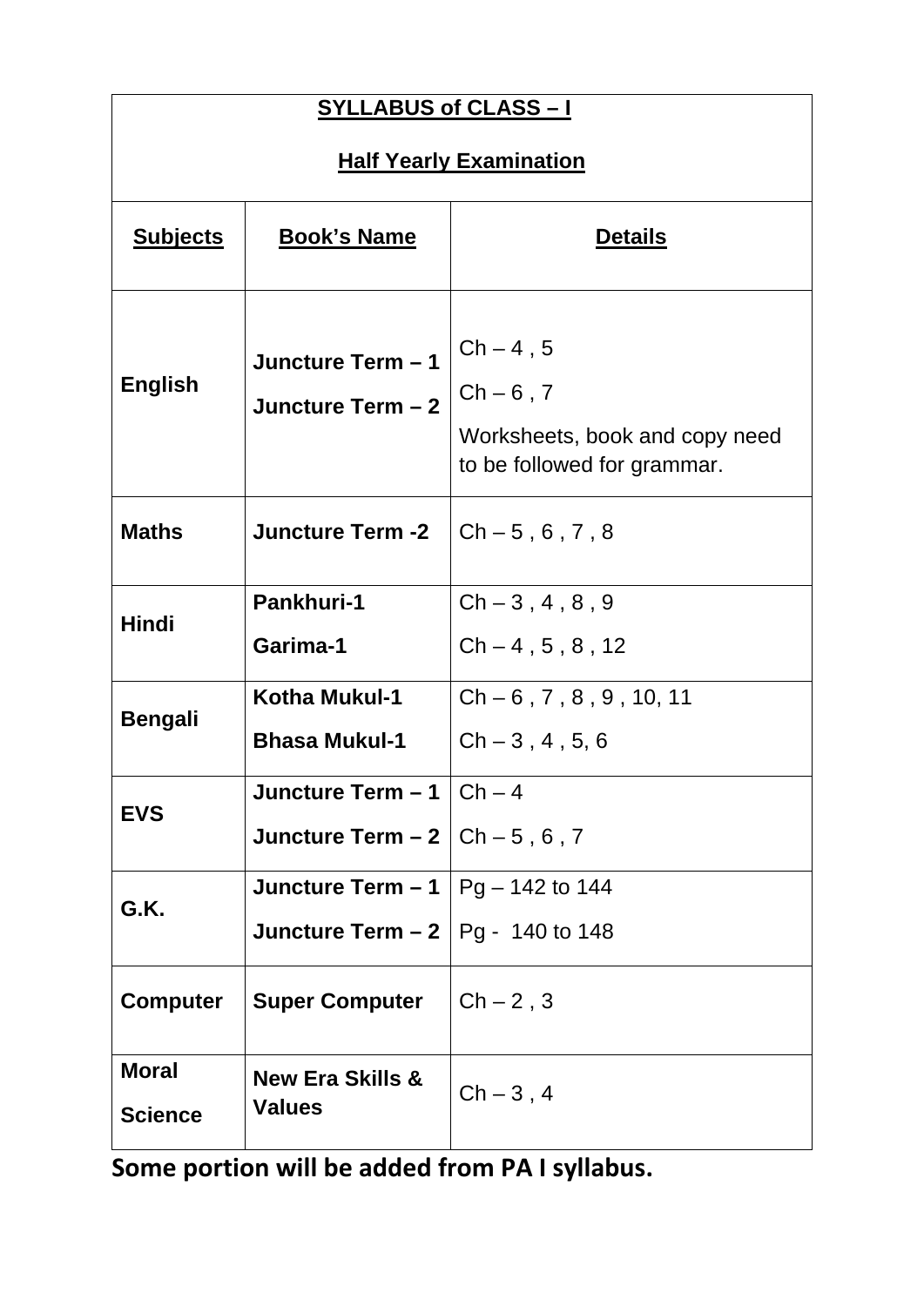**SYLLABUS of CLASS – I**

**Half Yearly Examination**

| Subjects | Book's Name | Details |
|---|---|---|
| **English** | **Juncture Term – 1**<br>**Juncture Term – 2** | Ch – 4 , 5<br>Ch – 6 , 7<br>Worksheets, book and copy need to be followed for grammar. |
| **Maths** | **Juncture Term -2** | Ch – 5 , 6 , 7 , 8 |
| **Hindi** | **Pankhuri-1**<br>**Garima-1** | Ch – 3 , 4 , 8 , 9<br>Ch – 4 , 5 , 8 , 12 |
| **Bengali** | **Kotha Mukul-1**<br>**Bhasa Mukul-1** | Ch – 6 , 7 , 8 , 9 , 10, 11<br>Ch – 3 , 4 , 5, 6 |
| **EVS** | **Juncture Term – 1**<br>**Juncture Term – 2** | Ch – 4<br>Ch – 5 , 6 , 7 |
| **G.K.** | **Juncture Term – 1**<br>**Juncture Term – 2** | Pg – 142 to 144<br>Pg - 140 to 148 |
| **Computer** | **Super Computer** | Ch – 2 , 3 |
| **Moral Science** | **New Era Skills & Values** | Ch – 3 , 4 |

**Some portion will be added from PA I syllabus.**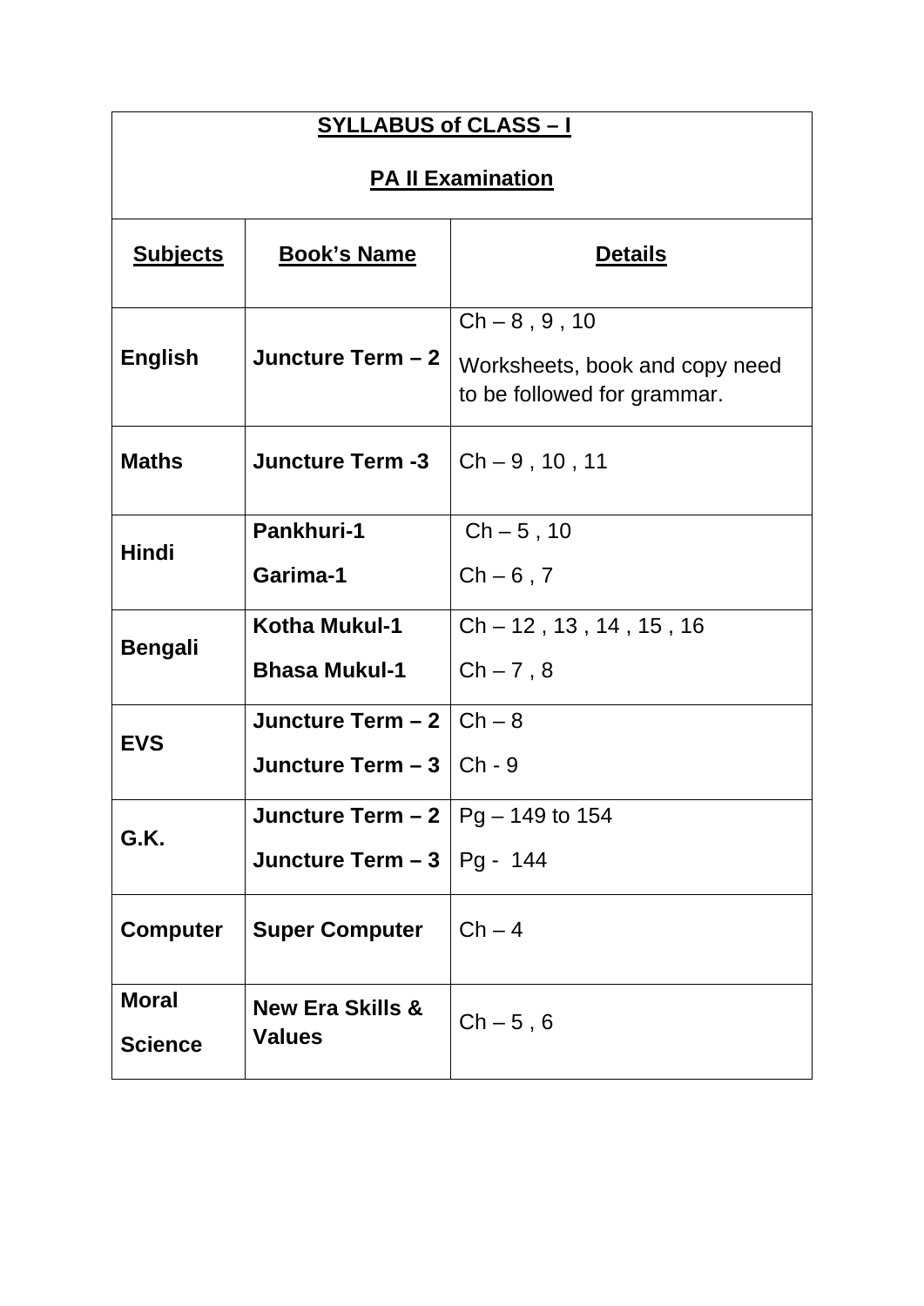**SYLLABUS of CLASS – I**

**PA II Examination**

| Subjects | Book's Name | Details |
|---|---|---|
| **English** | **Juncture Term – 2** | Ch – 8 , 9 , 10<br>Worksheets, book and copy need to be followed for grammar. |
| **Maths** | **Juncture Term -3** | Ch – 9 , 10 , 11 |
| **Hindi** | **Pankhuri-1**<br>**Garima-1** | Ch – 5 , 10<br>Ch – 6 , 7 |
| **Bengali** | **Kotha Mukul-1**<br>**Bhasa Mukul-1** | Ch – 12 , 13 , 14 , 15 , 16<br>Ch – 7 , 8 |
| **EVS** | **Juncture Term – 2**<br>**Juncture Term – 3** | Ch – 8<br>Ch - 9 |
| **G.K.** | **Juncture Term – 2**<br>**Juncture Term – 3** | Pg – 149 to 154<br>Pg - 144 |
| **Computer** | **Super Computer** | Ch – 4 |
| **Moral Science** | **New Era Skills & Values** | Ch – 5 , 6 |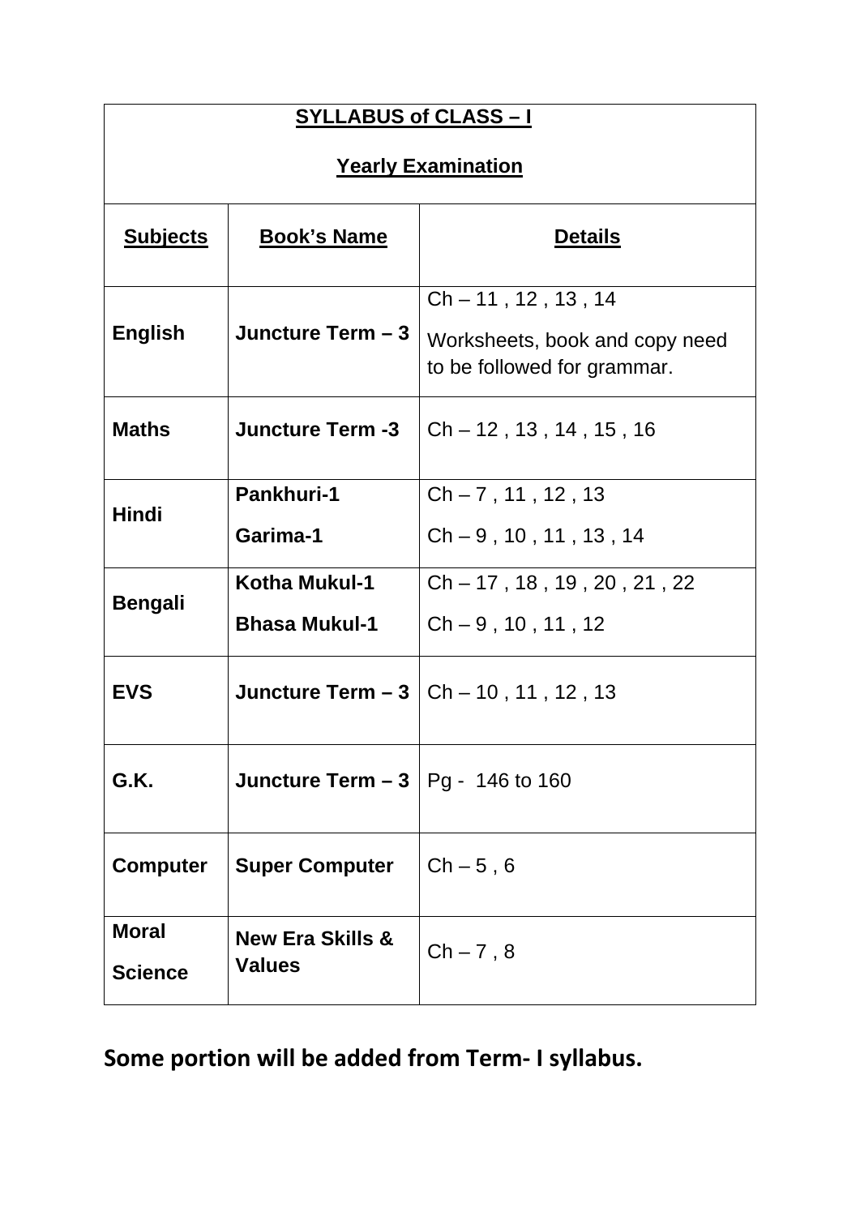**SYLLABUS of CLASS – I**

**Yearly Examination**

| Subjects | Book's Name | Details |
|---|---|---|
| **English** | **Juncture Term – 3** | Ch – 11 , 12 , 13 , 14<br>Worksheets, book and copy need to be followed for grammar. |
| **Maths** | **Juncture Term -3** | Ch – 12 , 13 , 14 , 15 , 16 |
| **Hindi** | **Pankhuri-1**<br>**Garima-1** | Ch – 7 , 11 , 12 , 13<br>Ch – 9 , 10 , 11 , 13 , 14 |
| **Bengali** | **Kotha Mukul-1**<br>**Bhasa Mukul-1** | Ch – 17 , 18 , 19 , 20 , 21 , 22<br>Ch – 9 , 10 , 11 , 12 |
| **EVS** | **Juncture Term – 3** | Ch – 10 , 11 , 12 , 13 |
| **G.K.** | **Juncture Term – 3** | Pg - 146 to 160 |
| **Computer** | **Super Computer** | Ch – 5 , 6 |
| **Moral Science** | **New Era Skills & Values** | Ch – 7 , 8 |

**Some portion will be added from Term- I syllabus.**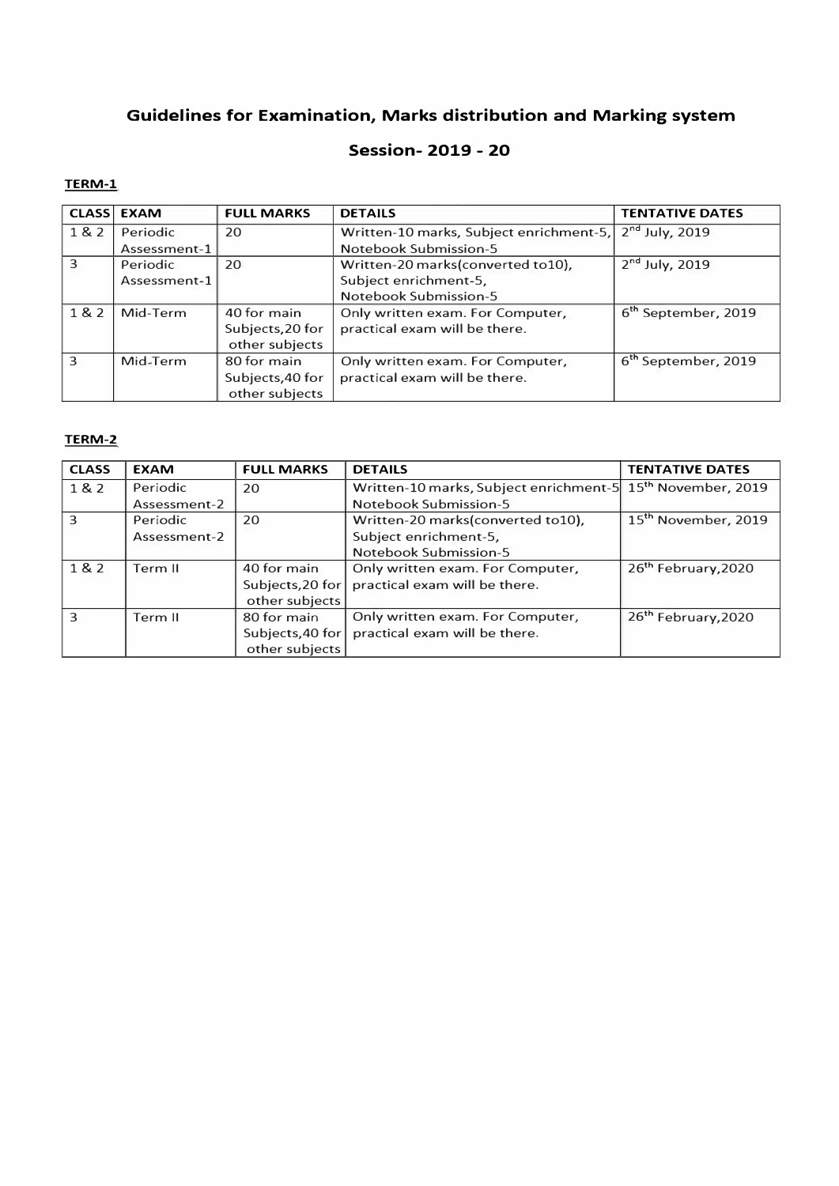## Guidelines for Examination, Marks distribution and Marking system

## Session- 2019 - 20

**TERM-1**

| CLASS | EXAM | FULL MARKS | DETAILS | TENTATIVE DATES |
|---|---|---|---|---|
| 1 & 2 | Periodic Assessment-1 | 20 | Written-10 marks, Subject enrichment-5, Notebook Submission-5 | 2nd July, 2019 |
| 3 | Periodic Assessment-1 | 20 | Written-20 marks(converted to10), Subject enrichment-5, Notebook Submission-5 | 2nd July, 2019 |
| 1 & 2 | Mid-Term | 40 for main Subjects,20 for other subjects | Only written exam. For Computer, practical exam will be there. | 6th September, 2019 |
| 3 | Mid-Term | 80 for main Subjects,40 for other subjects | Only written exam. For Computer, practical exam will be there. | 6th September, 2019 |

**TERM-2**

| CLASS | EXAM | FULL MARKS | DETAILS | TENTATIVE DATES |
|---|---|---|---|---|
| 1 & 2 | Periodic Assessment-2 | 20 | Written-10 marks, Subject enrichment-5 Notebook Submission-5 | 15th November, 2019 |
| 3 | Periodic Assessment-2 | 20 | Written-20 marks(converted to10), Subject enrichment-5, Notebook Submission-5 | 15th November, 2019 |
| 1 & 2 | Term II | 40 for main Subjects,20 for other subjects | Only written exam. For Computer, practical exam will be there. | 26th February,2020 |
| 3 | Term II | 80 for main Subjects,40 for other subjects | Only written exam. For Computer, practical exam will be there. | 26th February,2020 |